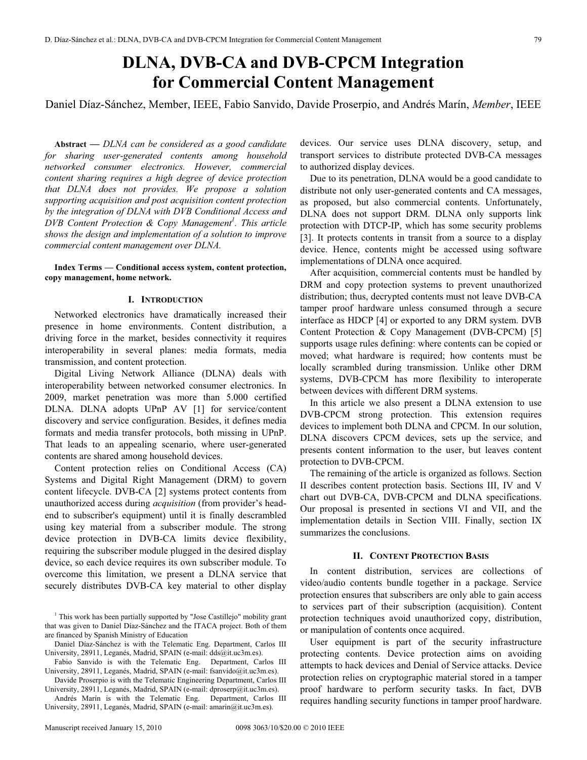# DLNA, DVB-CA and DVB-CPCM Integration for Commercial Content Management

Daniel Díaz-Sánchez, Member, IEEE, Fabio Sanvido, Davide Proserpio, and Andrés Marín, *Member*, IEEE

**Abstract —** *DLNA can be considered as a good candidate for sharing user-generated contents among household networked consumer electronics. However, commercial content sharing requires a high degree of device protection that DLNA does not provides. We propose a solution supporting acquisition and post acquisition content protection by the integration of DLNA with DVB Conditional Access and DVB Content Protection & Copy Management[1]. This article shows the design and implementation of a solution to improve commercial content management over DLNA.*

**Index Terms — Conditional access system, content protection, copy management, home network.**

## I. Introduction

Networked electronics have dramatically increased their presence in home environments. Content distribution, a driving force in the market, besides connectivity it requires interoperability in several planes: media formats, media transmission, and content protection.

Digital Living Network Alliance (DLNA) deals with interoperability between networked consumer electronics. In 2009, market penetration was more than 5.000 certified DLNA. DLNA adopts UPnP AV [1] for service/content discovery and service configuration. Besides, it defines media formats and media transfer protocols, both missing in UPnP. That leads to an appealing scenario, where user-generated contents are shared among household devices.

Content protection relies on Conditional Access (CA) Systems and Digital Right Management (DRM) to govern content lifecycle. DVB-CA [2] systems protect contents from unauthorized access during *acquisition* (from provider's head-end to subscriber's equipment) until it is finally descrambled using key material from a subscriber module. The strong device protection in DVB-CA limits device flexibility, requiring the subscriber module plugged in the desired display device, so each device requires its own subscriber module. To overcome this limitation, we present a DLNA service that securely distributes DVB-CA key material to other display devices. Our service uses DLNA discovery, setup, and transport services to distribute protected DVB-CA messages to authorized display devices.

Due to its penetration, DLNA would be a good candidate to distribute not only user-generated contents and CA messages, as proposed, but also commercial contents. Unfortunately, DLNA does not support DRM. DLNA only supports link protection with DTCP-IP, which has some security problems [3]. It protects contents in transit from a source to a display device. Hence, contents might be accessed using software implementations of DLNA once acquired.

After acquisition, commercial contents must be handled by DRM and copy protection systems to prevent unauthorized distribution; thus, decrypted contents must not leave DVB-CA tamper proof hardware unless consumed through a secure interface as HDCP [4] or exported to any DRM system. DVB Content Protection & Copy Management (DVB-CPCM) [5] supports usage rules defining: where contents can be copied or moved; what hardware is required; how contents must be locally scrambled during transmission. Unlike other DRM systems, DVB-CPCM has more flexibility to interoperate between devices with different DRM systems.

In this article we also present a DLNA extension to use DVB-CPCM strong protection. This extension requires devices to implement both DLNA and CPCM. In our solution, DLNA discovers CPCM devices, sets up the service, and presents content information to the user, but leaves content protection to DVB-CPCM.

The remaining of the article is organized as follows. Section II describes content protection basis. Sections III, IV and V chart out DVB-CA, DVB-CPCM and DLNA specifications. Our proposal is presented in sections VI and VII, and the implementation details in Section VIII. Finally, section IX summarizes the conclusions.

## II. Content Protection Basis

In content distribution, services are collections of video/audio contents bundle together in a package. Service protection ensures that subscribers are only able to gain access to services part of their subscription (acquisition). Content protection techniques avoid unauthorized copy, distribution, or manipulation of contents once acquired.

User equipment is part of the security infrastructure protecting contents. Device protection aims on avoiding attempts to hack devices and Denial of Service attacks. Device protection relies on cryptographic material stored in a tamper proof hardware to perform security tasks. In fact, DVB requires handling security functions in tamper proof hardware.

[1] This work has been partially supported by "Jose Castillejo" mobility grant that was given to Daniel Díaz-Sánchez and the ITACA project. Both of them are financed by Spanish Ministry of Education

Daniel Díaz-Sánchez is with the Telematic Eng. Department, Carlos III University, 28911, Leganés, Madrid, SPAIN (e-mail: dds@it.uc3m.es).

Fabio Sanvido is with the Telematic Eng. Department, Carlos III University, 28911, Leganés, Madrid, SPAIN (e-mail: fsanvido@it.uc3m.es).

Davide Proserpio is with the Telematic Engineering Department, Carlos III University, 28911, Leganés, Madrid, SPAIN (e-mail: dproserp@it.uc3m.es).

Andrés Marín is with the Telematic Eng. Department, Carlos III University, 28911, Leganés, Madrid, SPAIN (e-mail: amarin@it.uc3m.es).

Manuscript received January 15, 2010 0098 3063/10/$20.00 © 2010 IEEE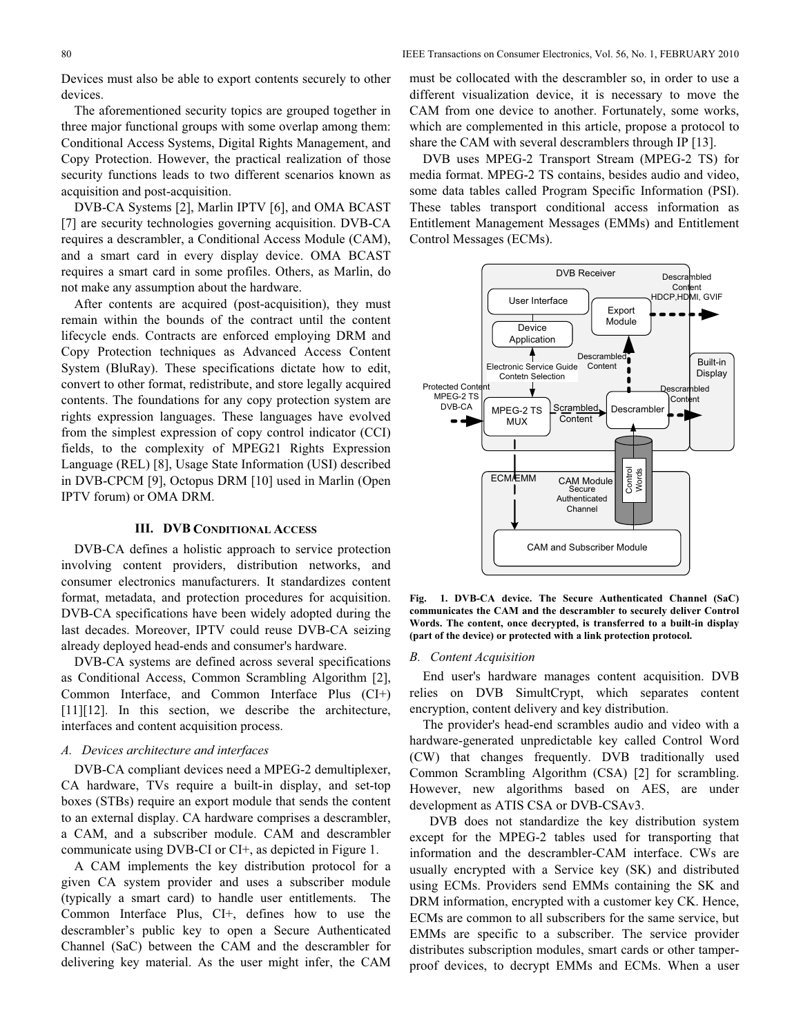Devices must also be able to export contents securely to other devices.

The aforementioned security topics are grouped together in three major functional groups with some overlap among them: Conditional Access Systems, Digital Rights Management, and Copy Protection. However, the practical realization of those security functions leads to two different scenarios known as acquisition and post-acquisition.

DVB-CA Systems [2], Marlin IPTV [6], and OMA BCAST [7] are security technologies governing acquisition. DVB-CA requires a descrambler, a Conditional Access Module (CAM), and a smart card in every display device. OMA BCAST requires a smart card in some profiles. Others, as Marlin, do not make any assumption about the hardware.

After contents are acquired (post-acquisition), they must remain within the bounds of the contract until the content lifecycle ends. Contracts are enforced employing DRM and Copy Protection techniques as Advanced Access Content System (BluRay). These specifications dictate how to edit, convert to other format, redistribute, and store legally acquired contents. The foundations for any copy protection system are rights expression languages. These languages have evolved from the simplest expression of copy control indicator (CCI) fields, to the complexity of MPEG21 Rights Expression Language (REL) [8], Usage State Information (USI) described in DVB-CPCM [9], Octopus DRM [10] used in Marlin (Open IPTV forum) or OMA DRM.

## III. DVB Conditional Access

DVB-CA defines a holistic approach to service protection involving content providers, distribution networks, and consumer electronics manufacturers. It standardizes content format, metadata, and protection procedures for acquisition. DVB-CA specifications have been widely adopted during the last decades. Moreover, IPTV could reuse DVB-CA seizing already deployed head-ends and consumer's hardware.

DVB-CA systems are defined across several specifications as Conditional Access, Common Scrambling Algorithm [2], Common Interface, and Common Interface Plus (CI+) [11][12]. In this section, we describe the architecture, interfaces and content acquisition process.

### *A. Devices architecture and interfaces*

DVB-CA compliant devices need a MPEG-2 demultiplexer, CA hardware, TVs require a built-in display, and set-top boxes (STBs) require an export module that sends the content to an external display. CA hardware comprises a descrambler, a CAM, and a subscriber module. CAM and descrambler communicate using DVB-CI or CI+, as depicted in Figure 1.

A CAM implements the key distribution protocol for a given CA system provider and uses a subscriber module (typically a smart card) to handle user entitlements. The Common Interface Plus, CI+, defines how to use the descrambler's public key to open a Secure Authenticated Channel (SaC) between the CAM and the descrambler for delivering key material. As the user might infer, the CAM must be collocated with the descrambler so, in order to use a different visualization device, it is necessary to move the CAM from one device to another. Fortunately, some works, which are complemented in this article, propose a protocol to share the CAM with several descramblers through IP [13].

DVB uses MPEG-2 Transport Stream (MPEG-2 TS) for media format. MPEG-2 TS contains, besides audio and video, some data tables called Program Specific Information (PSI). These tables transport conditional access information as Entitlement Management Messages (EMMs) and Entitlement Control Messages (ECMs).

**Fig. 1. DVB-CA device. The Secure Authenticated Channel (SaC) communicates the CAM and the descrambler to securely deliver Control Words. The content, once decrypted, is transferred to a built-in display (part of the device) or protected with a link protection protocol.**

### *B. Content Acquisition*

End user's hardware manages content acquisition. DVB relies on DVB SimultCrypt, which separates content encryption, content delivery and key distribution.

The provider's head-end scrambles audio and video with a hardware-generated unpredictable key called Control Word (CW) that changes frequently. DVB traditionally used Common Scrambling Algorithm (CSA) [2] for scrambling. However, new algorithms based on AES, are under development as ATIS CSA or DVB-CSAv3.

DVB does not standardize the key distribution system except for the MPEG-2 tables used for transporting that information and the descrambler-CAM interface. CWs are usually encrypted with a Service key (SK) and distributed using ECMs. Providers send EMMs containing the SK and DRM information, encrypted with a customer key CK. Hence, ECMs are common to all subscribers for the same service, but EMMs are specific to a subscriber. The service provider distributes subscription modules, smart cards or other tamper-proof devices, to decrypt EMMs and ECMs. When a user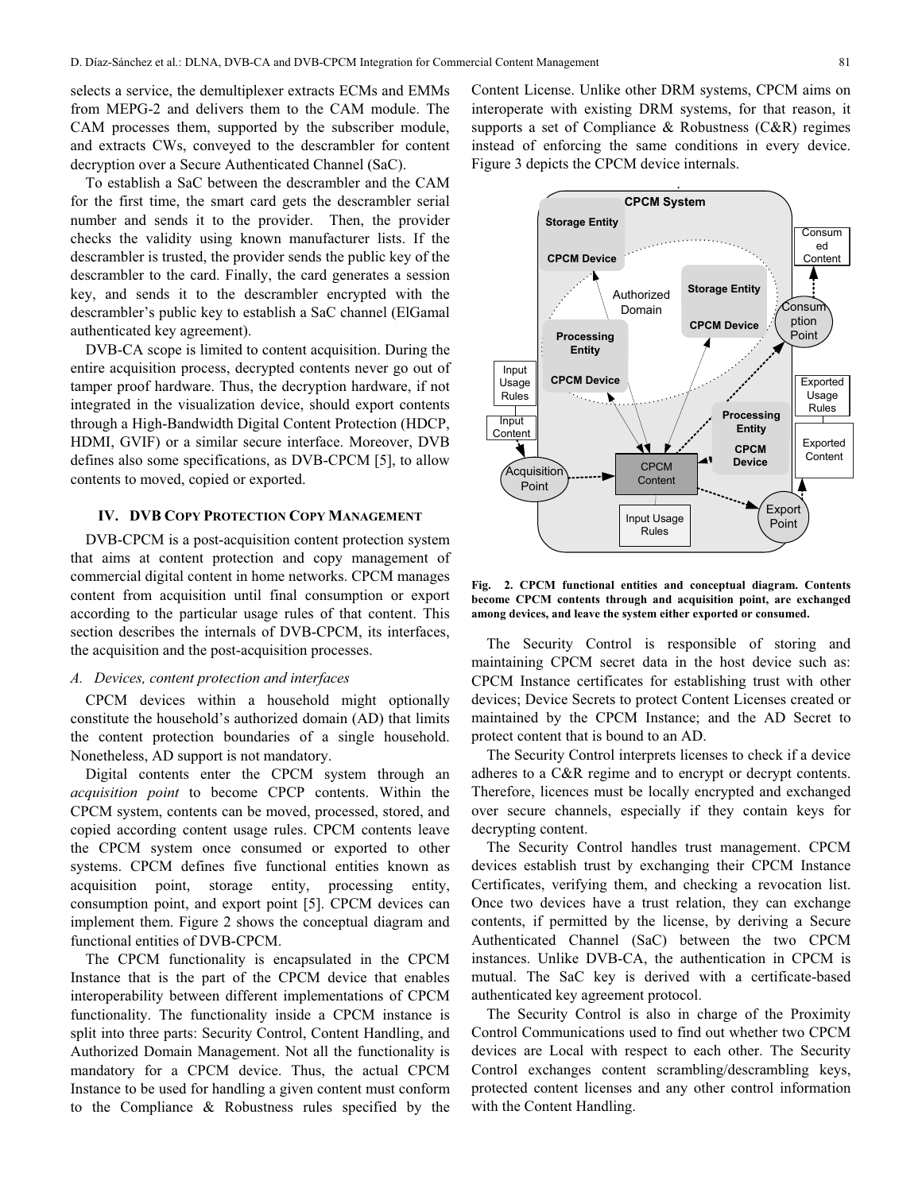selects a service, the demultiplexer extracts ECMs and EMMs from MEPG-2 and delivers them to the CAM module. The CAM processes them, supported by the subscriber module, and extracts CWs, conveyed to the descrambler for content decryption over a Secure Authenticated Channel (SaC).

To establish a SaC between the descrambler and the CAM for the first time, the smart card gets the descrambler serial number and sends it to the provider. Then, the provider checks the validity using known manufacturer lists. If the descrambler is trusted, the provider sends the public key of the descrambler to the card. Finally, the card generates a session key, and sends it to the descrambler encrypted with the descrambler's public key to establish a SaC channel (ElGamal authenticated key agreement).

DVB-CA scope is limited to content acquisition. During the entire acquisition process, decrypted contents never go out of tamper proof hardware. Thus, the decryption hardware, if not integrated in the visualization device, should export contents through a High-Bandwidth Digital Content Protection (HDCP, HDMI, GVIF) or a similar secure interface. Moreover, DVB defines also some specifications, as DVB-CPCM [5], to allow contents to moved, copied or exported.

## IV. DVB Copy Protection Copy Management

DVB-CPCM is a post-acquisition content protection system that aims at content protection and copy management of commercial digital content in home networks. CPCM manages content from acquisition until final consumption or export according to the particular usage rules of that content. This section describes the internals of DVB-CPCM, its interfaces, the acquisition and the post-acquisition processes.

### *A. Devices, content protection and interfaces*

CPCM devices within a household might optionally constitute the household's authorized domain (AD) that limits the content protection boundaries of a single household. Nonetheless, AD support is not mandatory.

Digital contents enter the CPCM system through an *acquisition point* to become CPCP contents. Within the CPCM system, contents can be moved, processed, stored, and copied according content usage rules. CPCM contents leave the CPCM system once consumed or exported to other systems. CPCM defines five functional entities known as acquisition point, storage entity, processing entity, consumption point, and export point [5]. CPCM devices can implement them. Figure 2 shows the conceptual diagram and functional entities of DVB-CPCM.

The CPCM functionality is encapsulated in the CPCM Instance that is the part of the CPCM device that enables interoperability between different implementations of CPCM functionality. The functionality inside a CPCM instance is split into three parts: Security Control, Content Handling, and Authorized Domain Management. Not all the functionality is mandatory for a CPCM device. Thus, the actual CPCM Instance to be used for handling a given content must conform to the Compliance & Robustness rules specified by the Content License. Unlike other DRM systems, CPCM aims on interoperate with existing DRM systems, for that reason, it supports a set of Compliance & Robustness (C&R) regimes instead of enforcing the same conditions in every device. Figure 3 depicts the CPCM device internals.

**Fig. 2. CPCM functional entities and conceptual diagram. Contents become CPCM contents through and acquisition point, are exchanged among devices, and leave the system either exported or consumed.**

The Security Control is responsible of storing and maintaining CPCM secret data in the host device such as: CPCM Instance certificates for establishing trust with other devices; Device Secrets to protect Content Licenses created or maintained by the CPCM Instance; and the AD Secret to protect content that is bound to an AD.

The Security Control interprets licenses to check if a device adheres to a C&R regime and to encrypt or decrypt contents. Therefore, licences must be locally encrypted and exchanged over secure channels, especially if they contain keys for decrypting content.

The Security Control handles trust management. CPCM devices establish trust by exchanging their CPCM Instance Certificates, verifying them, and checking a revocation list. Once two devices have a trust relation, they can exchange contents, if permitted by the license, by deriving a Secure Authenticated Channel (SaC) between the two CPCM instances. Unlike DVB-CA, the authentication in CPCM is mutual. The SaC key is derived with a certificate-based authenticated key agreement protocol.

The Security Control is also in charge of the Proximity Control Communications used to find out whether two CPCM devices are Local with respect to each other. The Security Control exchanges content scrambling/descrambling keys, protected content licenses and any other control information with the Content Handling.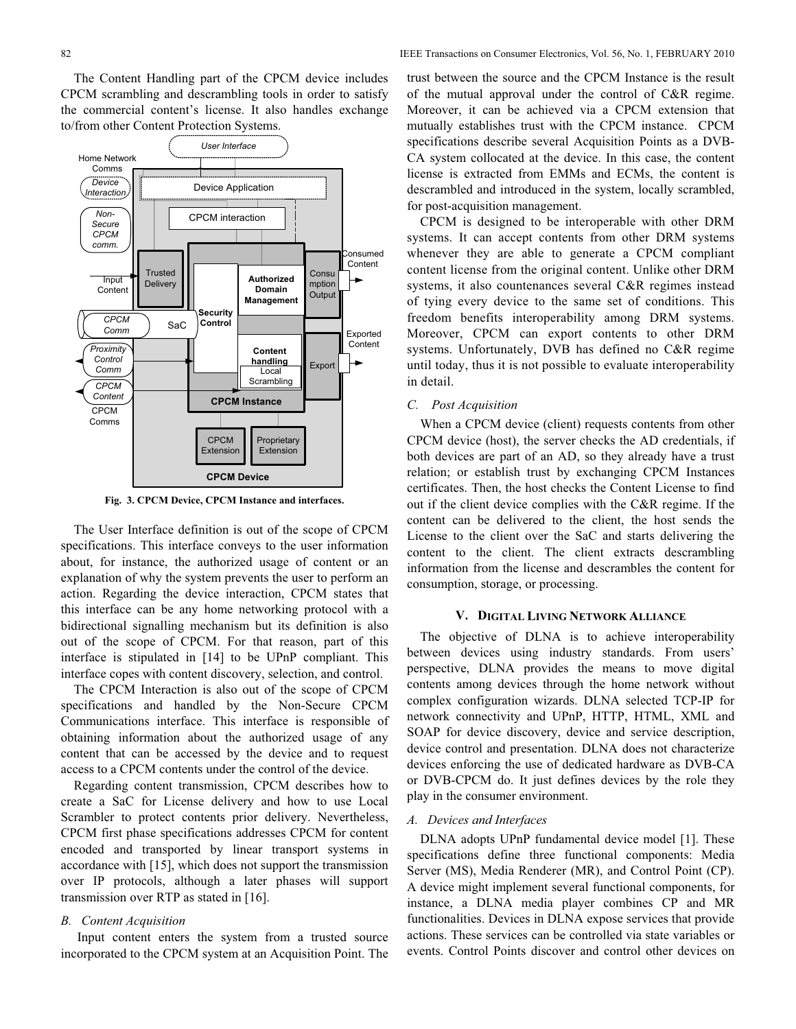The Content Handling part of the CPCM device includes CPCM scrambling and descrambling tools in order to satisfy the commercial content's license. It also handles exchange to/from other Content Protection Systems.

Fig. 3. CPCM Device, CPCM Instance and interfaces.

The User Interface definition is out of the scope of CPCM specifications. This interface conveys to the user information about, for instance, the authorized usage of content or an explanation of why the system prevents the user to perform an action. Regarding the device interaction, CPCM states that this interface can be any home networking protocol with a bidirectional signalling mechanism but its definition is also out of the scope of CPCM. For that reason, part of this interface is stipulated in [14] to be UPnP compliant. This interface copes with content discovery, selection, and control.

The CPCM Interaction is also out of the scope of CPCM specifications and handled by the Non-Secure CPCM Communications interface. This interface is responsible of obtaining information about the authorized usage of any content that can be accessed by the device and to request access to a CPCM contents under the control of the device.

Regarding content transmission, CPCM describes how to create a SaC for License delivery and how to use Local Scrambler to protect contents prior delivery. Nevertheless, CPCM first phase specifications addresses CPCM for content encoded and transported by linear transport systems in accordance with [15], which does not support the transmission over IP protocols, although a later phases will support transmission over RTP as stated in [16].

### B. Content Acquisition

Input content enters the system from a trusted source incorporated to the CPCM system at an Acquisition Point. The trust between the source and the CPCM Instance is the result of the mutual approval under the control of C&R regime. Moreover, it can be achieved via a CPCM extension that mutually establishes trust with the CPCM instance. CPCM specifications describe several Acquisition Points as a DVB-CA system collocated at the device. In this case, the content license is extracted from EMMs and ECMs, the content is descrambled and introduced in the system, locally scrambled, for post-acquisition management.

CPCM is designed to be interoperable with other DRM systems. It can accept contents from other DRM systems whenever they are able to generate a CPCM compliant content license from the original content. Unlike other DRM systems, it also countenances several C&R regimes instead of tying every device to the same set of conditions. This freedom benefits interoperability among DRM systems. Moreover, CPCM can export contents to other DRM systems. Unfortunately, DVB has defined no C&R regime until today, thus it is not possible to evaluate interoperability in detail.

### C. Post Acquisition

When a CPCM device (client) requests contents from other CPCM device (host), the server checks the AD credentials, if both devices are part of an AD, so they already have a trust relation; or establish trust by exchanging CPCM Instances certificates. Then, the host checks the Content License to find out if the client device complies with the C&R regime. If the content can be delivered to the client, the host sends the License to the client over the SaC and starts delivering the content to the client. The client extracts descrambling information from the license and descrambles the content for consumption, storage, or processing.

## V. Digital Living Network Alliance

The objective of DLNA is to achieve interoperability between devices using industry standards. From users' perspective, DLNA provides the means to move digital contents among devices through the home network without complex configuration wizards. DLNA selected TCP-IP for network connectivity and UPnP, HTTP, HTML, XML and SOAP for device discovery, device and service description, device control and presentation. DLNA does not characterize devices enforcing the use of dedicated hardware as DVB-CA or DVB-CPCM do. It just defines devices by the role they play in the consumer environment.

### A. Devices and Interfaces

DLNA adopts UPnP fundamental device model [1]. These specifications define three functional components: Media Server (MS), Media Renderer (MR), and Control Point (CP). A device might implement several functional components, for instance, a DLNA media player combines CP and MR functionalities. Devices in DLNA expose services that provide actions. These services can be controlled via state variables or events. Control Points discover and control other devices on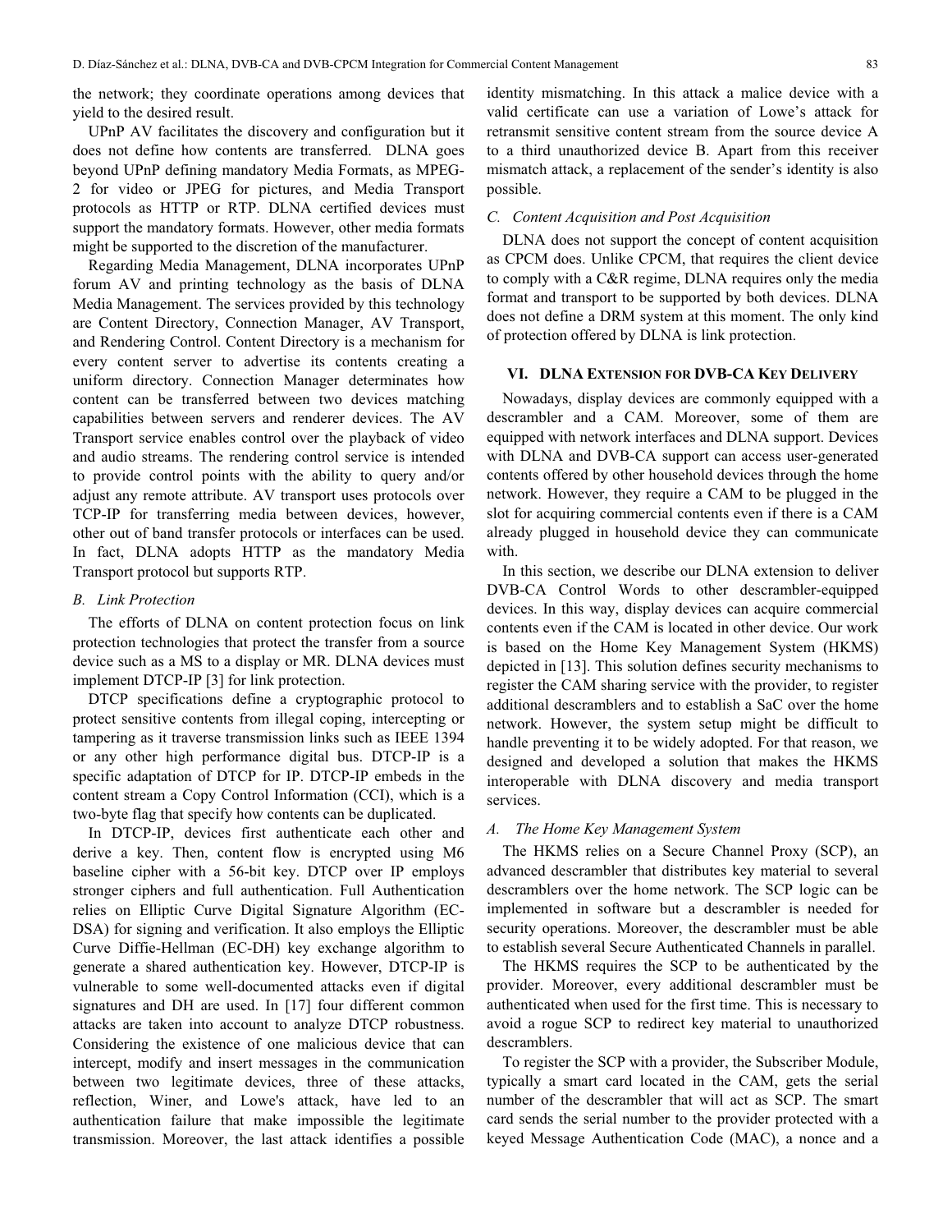the network; they coordinate operations among devices that yield to the desired result.

UPnP AV facilitates the discovery and configuration but it does not define how contents are transferred. DLNA goes beyond UPnP defining mandatory Media Formats, as MPEG-2 for video or JPEG for pictures, and Media Transport protocols as HTTP or RTP. DLNA certified devices must support the mandatory formats. However, other media formats might be supported to the discretion of the manufacturer.

Regarding Media Management, DLNA incorporates UPnP forum AV and printing technology as the basis of DLNA Media Management. The services provided by this technology are Content Directory, Connection Manager, AV Transport, and Rendering Control. Content Directory is a mechanism for every content server to advertise its contents creating a uniform directory. Connection Manager determinates how content can be transferred between two devices matching capabilities between servers and renderer devices. The AV Transport service enables control over the playback of video and audio streams. The rendering control service is intended to provide control points with the ability to query and/or adjust any remote attribute. AV transport uses protocols over TCP-IP for transferring media between devices, however, other out of band transfer protocols or interfaces can be used. In fact, DLNA adopts HTTP as the mandatory Media Transport protocol but supports RTP.

### B. Link Protection

The efforts of DLNA on content protection focus on link protection technologies that protect the transfer from a source device such as a MS to a display or MR. DLNA devices must implement DTCP-IP [3] for link protection.

DTCP specifications define a cryptographic protocol to protect sensitive contents from illegal coping, intercepting or tampering as it traverse transmission links such as IEEE 1394 or any other high performance digital bus. DTCP-IP is a specific adaptation of DTCP for IP. DTCP-IP embeds in the content stream a Copy Control Information (CCI), which is a two-byte flag that specify how contents can be duplicated.

In DTCP-IP, devices first authenticate each other and derive a key. Then, content flow is encrypted using M6 baseline cipher with a 56-bit key. DTCP over IP employs stronger ciphers and full authentication. Full Authentication relies on Elliptic Curve Digital Signature Algorithm (EC-DSA) for signing and verification. It also employs the Elliptic Curve Diffie-Hellman (EC-DH) key exchange algorithm to generate a shared authentication key. However, DTCP-IP is vulnerable to some well-documented attacks even if digital signatures and DH are used. In [17] four different common attacks are taken into account to analyze DTCP robustness. Considering the existence of one malicious device that can intercept, modify and insert messages in the communication between two legitimate devices, three of these attacks, reflection, Winer, and Lowe's attack, have led to an authentication failure that make impossible the legitimate transmission. Moreover, the last attack identifies a possible identity mismatching. In this attack a malice device with a valid certificate can use a variation of Lowe's attack for retransmit sensitive content stream from the source device A to a third unauthorized device B. Apart from this receiver mismatch attack, a replacement of the sender's identity is also possible.

### C. Content Acquisition and Post Acquisition

DLNA does not support the concept of content acquisition as CPCM does. Unlike CPCM, that requires the client device to comply with a C&R regime, DLNA requires only the media format and transport to be supported by both devices. DLNA does not define a DRM system at this moment. The only kind of protection offered by DLNA is link protection.

## VI. DLNA Extension for DVB-CA Key Delivery

Nowadays, display devices are commonly equipped with a descrambler and a CAM. Moreover, some of them are equipped with network interfaces and DLNA support. Devices with DLNA and DVB-CA support can access user-generated contents offered by other household devices through the home network. However, they require a CAM to be plugged in the slot for acquiring commercial contents even if there is a CAM already plugged in household device they can communicate with.

In this section, we describe our DLNA extension to deliver DVB-CA Control Words to other descrambler-equipped devices. In this way, display devices can acquire commercial contents even if the CAM is located in other device. Our work is based on the Home Key Management System (HKMS) depicted in [13]. This solution defines security mechanisms to register the CAM sharing service with the provider, to register additional descramblers and to establish a SaC over the home network. However, the system setup might be difficult to handle preventing it to be widely adopted. For that reason, we designed and developed a solution that makes the HKMS interoperable with DLNA discovery and media transport services.

### A. The Home Key Management System

The HKMS relies on a Secure Channel Proxy (SCP), an advanced descrambler that distributes key material to several descramblers over the home network. The SCP logic can be implemented in software but a descrambler is needed for security operations. Moreover, the descrambler must be able to establish several Secure Authenticated Channels in parallel.

The HKMS requires the SCP to be authenticated by the provider. Moreover, every additional descrambler must be authenticated when used for the first time. This is necessary to avoid a rogue SCP to redirect key material to unauthorized descramblers.

To register the SCP with a provider, the Subscriber Module, typically a smart card located in the CAM, gets the serial number of the descrambler that will act as SCP. The smart card sends the serial number to the provider protected with a keyed Message Authentication Code (MAC), a nonce and a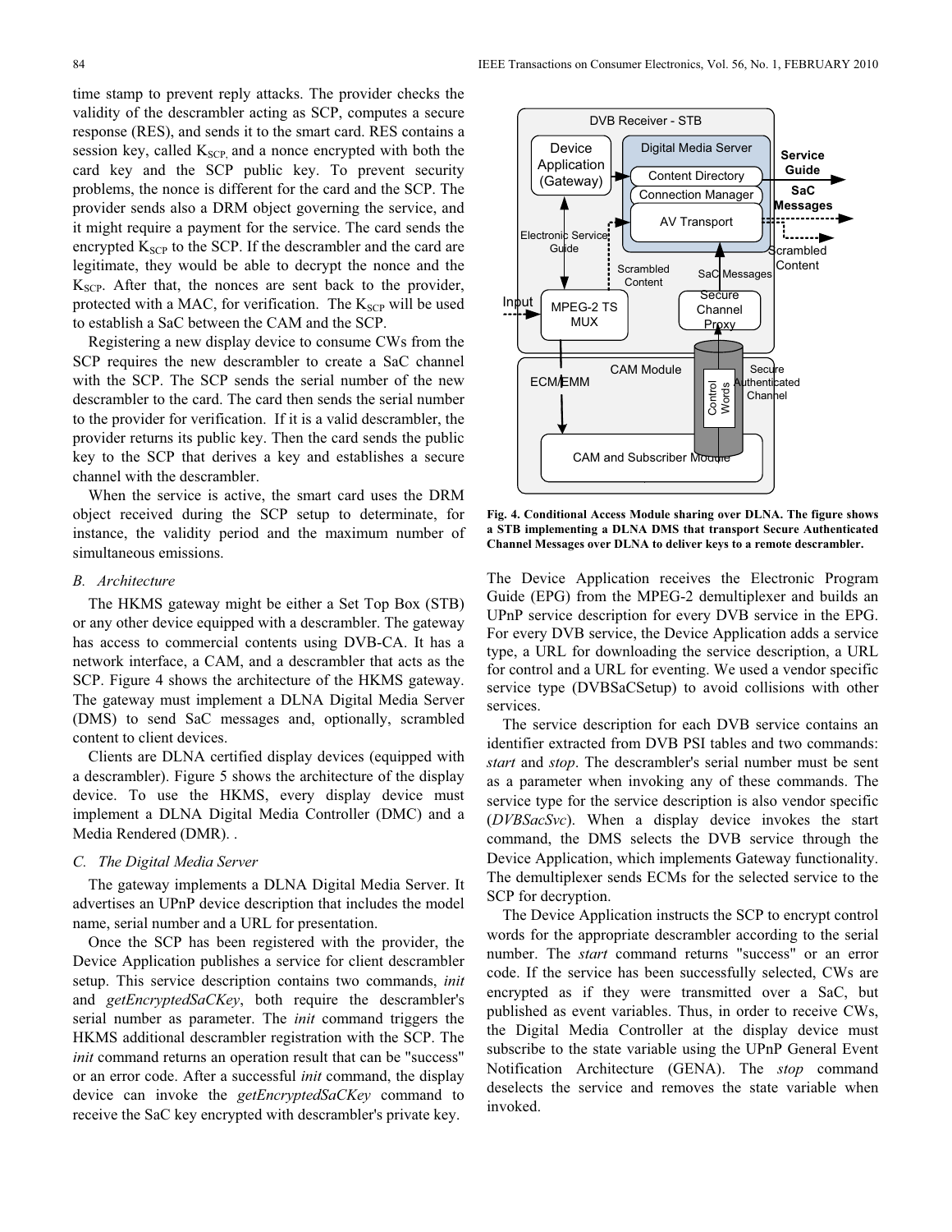time stamp to prevent reply attacks. The provider checks the validity of the descrambler acting as SCP, computes a secure response (RES), and sends it to the smart card. RES contains a session key, called $K_{SCP}$, and a nonce encrypted with both the card key and the SCP public key. To prevent security problems, the nonce is different for the card and the SCP. The provider sends also a DRM object governing the service, and it might require a payment for the service. The card sends the encrypted $K_{SCP}$ to the SCP. If the descrambler and the card are legitimate, they would be able to decrypt the nonce and the $K_{SCP}$. After that, the nonces are sent back to the provider, protected with a MAC, for verification. The $K_{SCP}$ will be used to establish a SaC between the CAM and the SCP.

Registering a new display device to consume CWs from the SCP requires the new descrambler to create a SaC channel with the SCP. The SCP sends the serial number of the new descrambler to the card. The card then sends the serial number to the provider for verification. If it is a valid descrambler, the provider returns its public key. Then the card sends the public key to the SCP that derives a key and establishes a secure channel with the descrambler.

When the service is active, the smart card uses the DRM object received during the SCP setup to determinate, for instance, the validity period and the maximum number of simultaneous emissions.

### B. Architecture

The HKMS gateway might be either a Set Top Box (STB) or any other device equipped with a descrambler. The gateway has access to commercial contents using DVB-CA. It has a network interface, a CAM, and a descrambler that acts as the SCP. Figure 4 shows the architecture of the HKMS gateway. The gateway must implement a DLNA Digital Media Server (DMS) to send SaC messages and, optionally, scrambled content to client devices.

Clients are DLNA certified display devices (equipped with a descrambler). Figure 5 shows the architecture of the display device. To use the HKMS, every display device must implement a DLNA Digital Media Controller (DMC) and a Media Rendered (DMR). .

### C. The Digital Media Server

The gateway implements a DLNA Digital Media Server. It advertises an UPnP device description that includes the model name, serial number and a URL for presentation.

Once the SCP has been registered with the provider, the Device Application publishes a service for client descrambler setup. This service description contains two commands, *init* and *getEncryptedSaCKey*, both require the descrambler's serial number as parameter. The *init* command triggers the HKMS additional descrambler registration with the SCP. The *init* command returns an operation result that can be "success" or an error code. After a successful *init* command, the display device can invoke the *getEncryptedSaCKey* command to receive the SaC key encrypted with descrambler's private key.

DVB Receiver - STB
Device Application (Gateway)
Digital Media Server
Content Directory
Connection Manager
AV Transport
Service Guide
SaC Messages
Scrambled Content
Electronic Service Guide
Scrambled Content
SaC Messages
Input
MPEG-2 TS MUX
Secure Channel Proxy
CAM Module
ECM/EMM
Control Words
Secure Authenticated Channel
CAM and Subscriber Module

**Fig. 4. Conditional Access Module sharing over DLNA. The figure shows a STB implementing a DLNA DMS that transport Secure Authenticated Channel Messages over DLNA to deliver keys to a remote descrambler.**

The Device Application receives the Electronic Program Guide (EPG) from the MPEG-2 demultiplexer and builds an UPnP service description for every DVB service in the EPG. For every DVB service, the Device Application adds a service type, a URL for downloading the service description, a URL for control and a URL for eventing. We used a vendor specific service type (DVBSaCSetup) to avoid collisions with other services.

The service description for each DVB service contains an identifier extracted from DVB PSI tables and two commands: *start* and *stop*. The descrambler's serial number must be sent as a parameter when invoking any of these commands. The service type for the service description is also vendor specific (*DVBSacSvc*). When a display device invokes the start command, the DMS selects the DVB service through the Device Application, which implements Gateway functionality. The demultiplexer sends ECMs for the selected service to the SCP for decryption.

The Device Application instructs the SCP to encrypt control words for the appropriate descrambler according to the serial number. The *start* command returns "success" or an error code. If the service has been successfully selected, CWs are encrypted as if they were transmitted over a SaC, but published as event variables. Thus, in order to receive CWs, the Digital Media Controller at the display device must subscribe to the state variable using the UPnP General Event Notification Architecture (GENA). The *stop* command deselects the service and removes the state variable when invoked.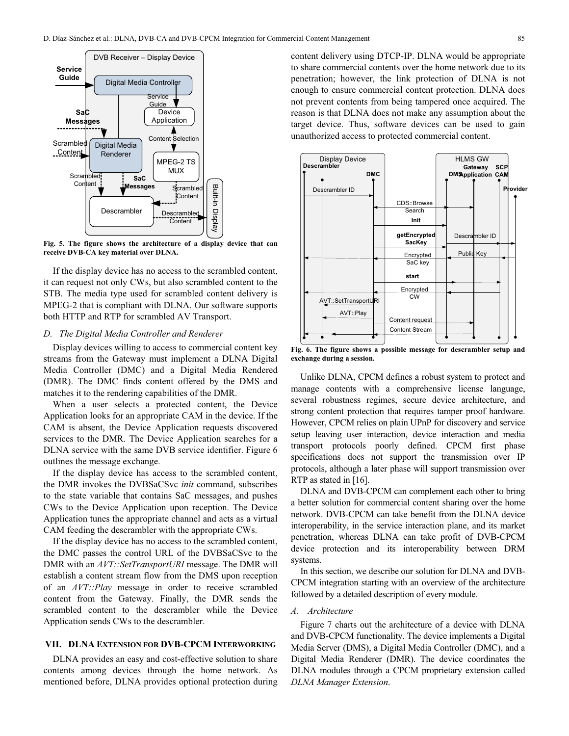Fig. 5. The figure shows the architecture of a display device that can receive DVB-CA key material over DLNA.

If the display device has no access to the scrambled content, it can request not only CWs, but also scrambled content to the STB. The media type used for scrambled content delivery is MPEG-2 that is compliant with DLNA. Our software supports both HTTP and RTP for scrambled AV Transport.

### *D. The Digital Media Controller and Renderer*

Display devices willing to access to commercial content key streams from the Gateway must implement a DLNA Digital Media Controller (DMC) and a Digital Media Rendered (DMR). The DMC finds content offered by the DMS and matches it to the rendering capabilities of the DMR.

When a user selects a protected content, the Device Application looks for an appropriate CAM in the device. If the CAM is absent, the Device Application requests discovered services to the DMR. The Device Application searches for a DLNA service with the same DVB service identifier. Figure 6 outlines the message exchange.

If the display device has access to the scrambled content, the DMR invokes the DVBSaCSvc *init* command, subscribes to the state variable that contains SaC messages, and pushes CWs to the Device Application upon reception. The Device Application tunes the appropriate channel and acts as a virtual CAM feeding the descrambler with the appropriate CWs.

If the display device has no access to the scrambled content, the DMC passes the control URL of the DVBSaCSvc to the DMR with an *AVT::SetTransportURI* message. The DMR will establish a content stream flow from the DMS upon reception of an *AVT::Play* message in order to receive scrambled content from the Gateway. Finally, the DMR sends the scrambled content to the descrambler while the Device Application sends CWs to the descrambler.

## VII. DLNA EXTENSION FOR DVB-CPCM INTERWORKING

DLNA provides an easy and cost-effective solution to share contents among devices through the home network. As mentioned before, DLNA provides optional protection during content delivery using DTCP-IP. DLNA would be appropriate to share commercial contents over the home network due to its penetration; however, the link protection of DLNA is not enough to ensure commercial content protection. DLNA does not prevent contents from being tampered once acquired. The reason is that DLNA does not make any assumption about the target device. Thus, software devices can be used to gain unauthorized access to protected commercial content.

Fig. 6. The figure shows a possible message for descrambler setup and exchange during a session.

Unlike DLNA, CPCM defines a robust system to protect and manage contents with a comprehensive license language, several robustness regimes, secure device architecture, and strong content protection that requires tamper proof hardware. However, CPCM relies on plain UPnP for discovery and service setup leaving user interaction, device interaction and media transport protocols poorly defined. CPCM first phase specifications does not support the transmission over IP protocols, although a later phase will support transmission over RTP as stated in [16].

DLNA and DVB-CPCM can complement each other to bring a better solution for commercial content sharing over the home network. DVB-CPCM can take benefit from the DLNA device interoperability, in the service interaction plane, and its market penetration, whereas DLNA can take profit of DVB-CPCM device protection and its interoperability between DRM systems.

In this section, we describe our solution for DLNA and DVB-CPCM integration starting with an overview of the architecture followed by a detailed description of every module.

### *A. Architecture*

Figure 7 charts out the architecture of a device with DLNA and DVB-CPCM functionality. The device implements a Digital Media Server (DMS), a Digital Media Controller (DMC), and a Digital Media Renderer (DMR). The device coordinates the DLNA modules through a CPCM proprietary extension called *DLNA Manager Extension*.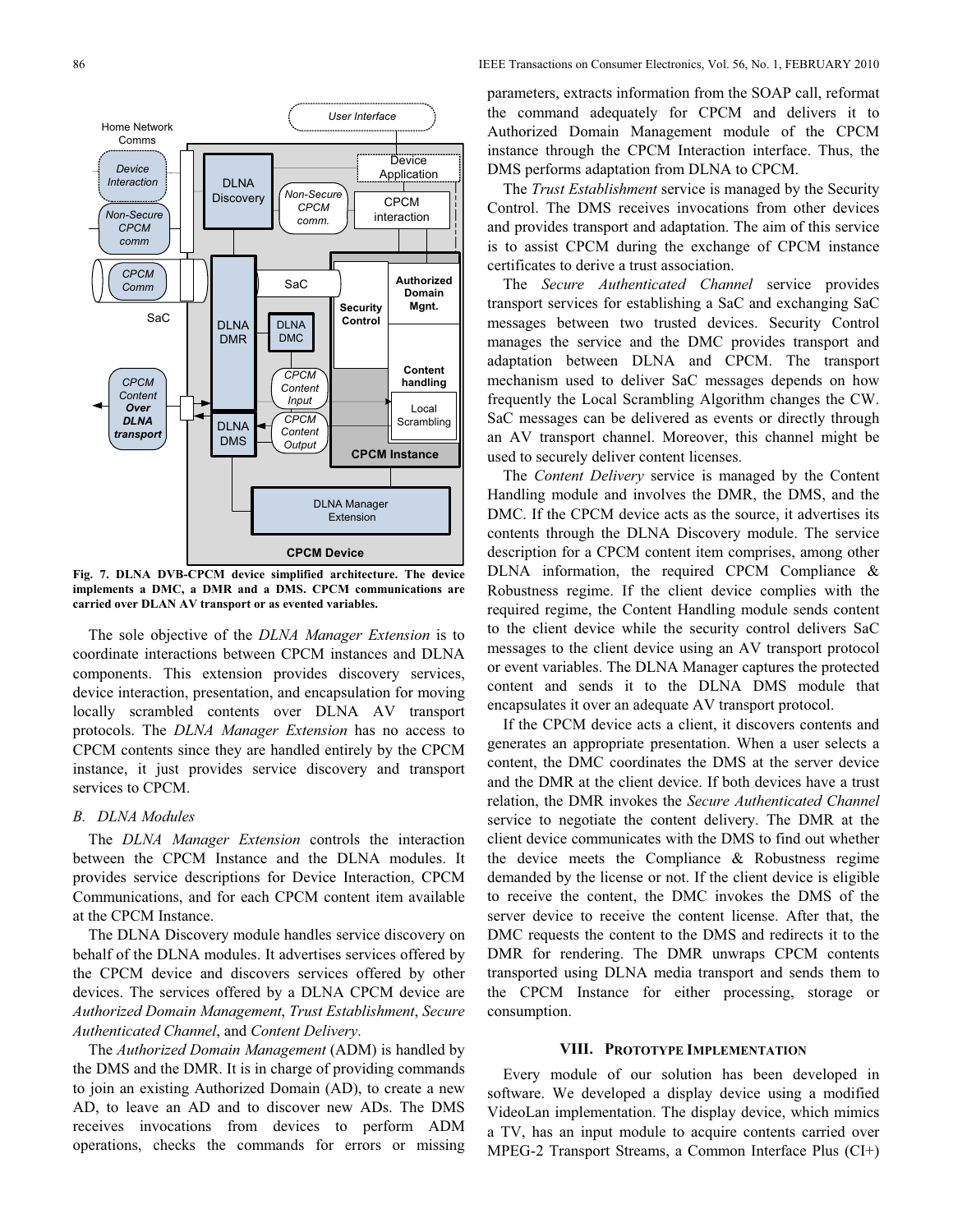Fig. 7. DLNA DVB-CPCM device simplified architecture. The device implements a DMC, a DMR and a DMS. CPCM communications are carried over DLAN AV transport or as evented variables.

The sole objective of the *DLNA Manager Extension* is to coordinate interactions between CPCM instances and DLNA components. This extension provides discovery services, device interaction, presentation, and encapsulation for moving locally scrambled contents over DLNA AV transport protocols. The *DLNA Manager Extension* has no access to CPCM contents since they are handled entirely by the CPCM instance, it just provides service discovery and transport services to CPCM.

### *B. DLNA Modules*

The *DLNA Manager Extension* controls the interaction between the CPCM Instance and the DLNA modules. It provides service descriptions for Device Interaction, CPCM Communications, and for each CPCM content item available at the CPCM Instance.

The DLNA Discovery module handles service discovery on behalf of the DLNA modules. It advertises services offered by the CPCM device and discovers services offered by other devices. The services offered by a DLNA CPCM device are *Authorized Domain Management*, *Trust Establishment*, *Secure Authenticated Channel*, and *Content Delivery*.

The *Authorized Domain Management* (ADM) is handled by the DMS and the DMR. It is in charge of providing commands to join an existing Authorized Domain (AD), to create a new AD, to leave an AD and to discover new ADs. The DMS receives invocations from devices to perform ADM operations, checks the commands for errors or missing parameters, extracts information from the SOAP call, reformat the command adequately for CPCM and delivers it to Authorized Domain Management module of the CPCM instance through the CPCM Interaction interface. Thus, the DMS performs adaptation from DLNA to CPCM.

The *Trust Establishment* service is managed by the Security Control. The DMS receives invocations from other devices and provides transport and adaptation. The aim of this service is to assist CPCM during the exchange of CPCM instance certificates to derive a trust association.

The *Secure Authenticated Channel* service provides transport services for establishing a SaC and exchanging SaC messages between two trusted devices. Security Control manages the service and the DMC provides transport and adaptation between DLNA and CPCM. The transport mechanism used to deliver SaC messages depends on how frequently the Local Scrambling Algorithm changes the CW. SaC messages can be delivered as events or directly through an AV transport channel. Moreover, this channel might be used to securely deliver content licenses.

The *Content Delivery* service is managed by the Content Handling module and involves the DMR, the DMS, and the DMC. If the CPCM device acts as the source, it advertises its contents through the DLNA Discovery module. The service description for a CPCM content item comprises, among other DLNA information, the required CPCM Compliance & Robustness regime. If the client device complies with the required regime, the Content Handling module sends content to the client device while the security control delivers SaC messages to the client device using an AV transport protocol or event variables. The DLNA Manager captures the protected content and sends it to the DLNA DMS module that encapsulates it over an adequate AV transport protocol.

If the CPCM device acts a client, it discovers contents and generates an appropriate presentation. When a user selects a content, the DMC coordinates the DMS at the server device and the DMR at the client device. If both devices have a trust relation, the DMR invokes the *Secure Authenticated Channel* service to negotiate the content delivery. The DMR at the client device communicates with the DMS to find out whether the device meets the Compliance & Robustness regime demanded by the license or not. If the client device is eligible to receive the content, the DMC invokes the DMS of the server device to receive the content license. After that, the DMC requests the content to the DMS and redirects it to the DMR for rendering. The DMR unwraps CPCM contents transported using DLNA media transport and sends them to the CPCM Instance for either processing, storage or consumption.

## VIII. Prototype Implementation

Every module of our solution has been developed in software. We developed a display device using a modified VideoLan implementation. The display device, which mimics a TV, has an input module to acquire contents carried over MPEG-2 Transport Streams, a Common Interface Plus (CI+)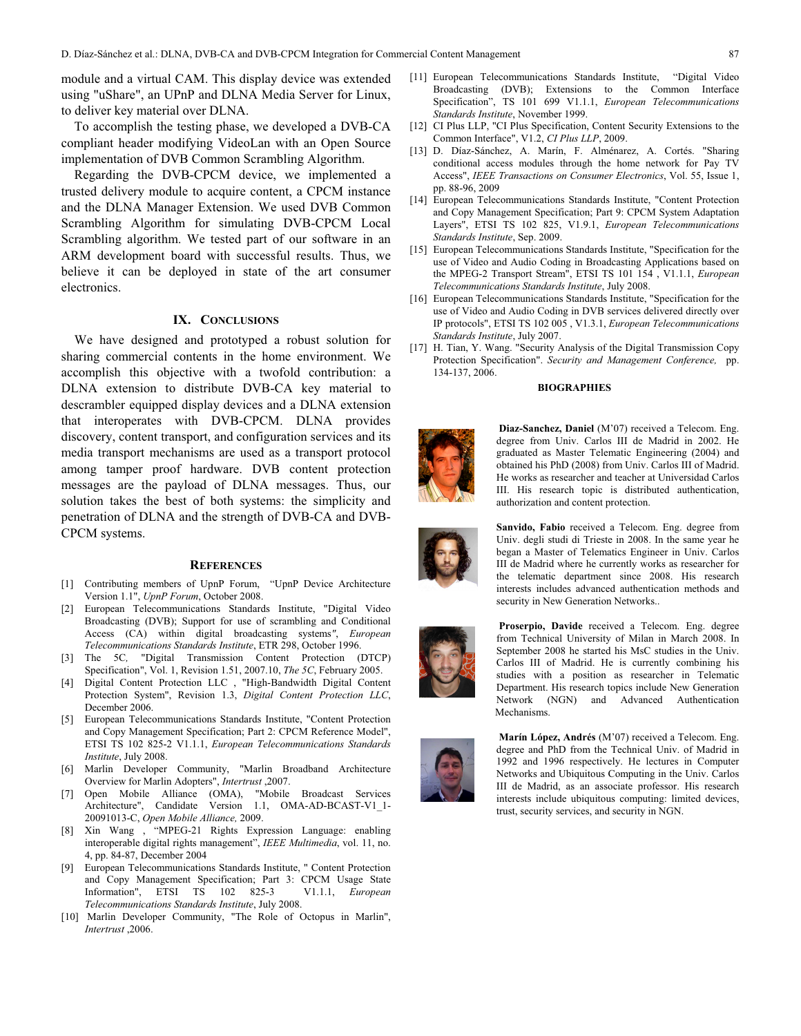module and a virtual CAM. This display device was extended using "uShare", an UPnP and DLNA Media Server for Linux, to deliver key material over DLNA.

To accomplish the testing phase, we developed a DVB-CA compliant header modifying VideoLan with an Open Source implementation of DVB Common Scrambling Algorithm.

Regarding the DVB-CPCM device, we implemented a trusted delivery module to acquire content, a CPCM instance and the DLNA Manager Extension. We used DVB Common Scrambling Algorithm for simulating DVB-CPCM Local Scrambling algorithm. We tested part of our software in an ARM development board with successful results. Thus, we believe it can be deployed in state of the art consumer electronics.

## IX. Conclusions

We have designed and prototyped a robust solution for sharing commercial contents in the home environment. We accomplish this objective with a twofold contribution: a DLNA extension to distribute DVB-CA key material to descrambler equipped display devices and a DLNA extension that interoperates with DVB-CPCM. DLNA provides discovery, content transport, and configuration services and its media transport mechanisms are used as a transport protocol among tamper proof hardware. DVB content protection messages are the payload of DLNA messages. Thus, our solution takes the best of both systems: the simplicity and penetration of DLNA and the strength of DVB-CA and DVB-CPCM systems.

## References

[1] Contributing members of UpnP Forum, "UpnP Device Architecture Version 1.1", *UpnP Forum*, October 2008.

[2] European Telecommunications Standards Institute, "Digital Video Broadcasting (DVB); Support for use of scrambling and Conditional Access (CA) within digital broadcasting systems", *European Telecommunications Standards Institute*, ETR 298, October 1996.

[3] The 5C, "Digital Transmission Content Protection (DTCP) Specification", Vol. 1, Revision 1.51, 2007.10, *The 5C*, February 2005.

[4] Digital Content Protection LLC , "High-Bandwidth Digital Content Protection System", Revision 1.3, *Digital Content Protection LLC*, December 2006.

[5] European Telecommunications Standards Institute, "Content Protection and Copy Management Specification; Part 2: CPCM Reference Model", ETSI TS 102 825-2 V1.1.1, *European Telecommunications Standards Institute*, July 2008.

[6] Marlin Developer Community, "Marlin Broadband Architecture Overview for Marlin Adopters", *Intertrust* ,2007.

[7] Open Mobile Alliance (OMA), "Mobile Broadcast Services Architecture", Candidate Version 1.1, OMA-AD-BCAST-V1_1-20091013-C, *Open Mobile Alliance,* 2009.

[8] Xin Wang , "MPEG-21 Rights Expression Language: enabling interoperable digital rights management", *IEEE Multimedia*, vol. 11, no. 4, pp. 84-87, December 2004

[9] European Telecommunications Standards Institute, " Content Protection and Copy Management Specification; Part 3: CPCM Usage State Information", ETSI TS 102 825-3 V1.1.1, *European Telecommunications Standards Institute*, July 2008.

[10] Marlin Developer Community, "The Role of Octopus in Marlin", *Intertrust* ,2006.

[11] European Telecommunications Standards Institute, "Digital Video Broadcasting (DVB); Extensions to the Common Interface Specification", TS 101 699 V1.1.1, *European Telecommunications Standards Institute*, November 1999.

[12] CI Plus LLP, "CI Plus Specification, Content Security Extensions to the Common Interface", V1.2, *CI Plus LLP*, 2009.

[13] D. Díaz-Sánchez, A. Marín, F. Alménarez, A. Cortés. "Sharing conditional access modules through the home network for Pay TV Access", *IEEE Transactions on Consumer Electronics*, Vol. 55, Issue 1, pp. 88-96, 2009

[14] European Telecommunications Standards Institute, "Content Protection and Copy Management Specification; Part 9: CPCM System Adaptation Layers", ETSI TS 102 825, V1.9.1, *European Telecommunications Standards Institute*, Sep. 2009.

[15] European Telecommunications Standards Institute, "Specification for the use of Video and Audio Coding in Broadcasting Applications based on the MPEG-2 Transport Stream", ETSI TS 101 154 , V1.1.1, *European Telecommunications Standards Institute*, July 2008.

[16] European Telecommunications Standards Institute, "Specification for the use of Video and Audio Coding in DVB services delivered directly over IP protocols", ETSI TS 102 005 , V1.3.1, *European Telecommunications Standards Institute*, July 2007.

[17] H. Tian, Y. Wang. "Security Analysis of the Digital Transmission Copy Protection Specification". *Security and Management Conference,* pp. 134-137, 2006.

## Biographies

**Diaz-Sanchez, Daniel** (M'07) received a Telecom. Eng. degree from Univ. Carlos III de Madrid in 2002. He graduated as Master Telematic Engineering (2004) and obtained his PhD (2008) from Univ. Carlos III of Madrid. He works as researcher and teacher at Universidad Carlos III. His research topic is distributed authentication, authorization and content protection.

**Sanvido, Fabio** received a Telecom. Eng. degree from Univ. degli studi di Trieste in 2008. In the same year he began a Master of Telematics Engineer in Univ. Carlos III de Madrid where he currently works as researcher for the telematic department since 2008. His research interests includes advanced authentication methods and security in New Generation Networks..

**Proserpio, Davide** received a Telecom. Eng. degree from Technical University of Milan in March 2008. In September 2008 he started his MsC studies in the Univ. Carlos III of Madrid. He is currently combining his studies with a position as researcher in Telematic Department. His research topics include New Generation Network (NGN) and Advanced Authentication Mechanisms.

**Marín López, Andrés** (M'07) received a Telecom. Eng. degree and PhD from the Technical Univ. of Madrid in 1992 and 1996 respectively. He lectures in Computer Networks and Ubiquitous Computing in the Univ. Carlos III de Madrid, as an associate professor. His research interests include ubiquitous computing: limited devices, trust, security services, and security in NGN.